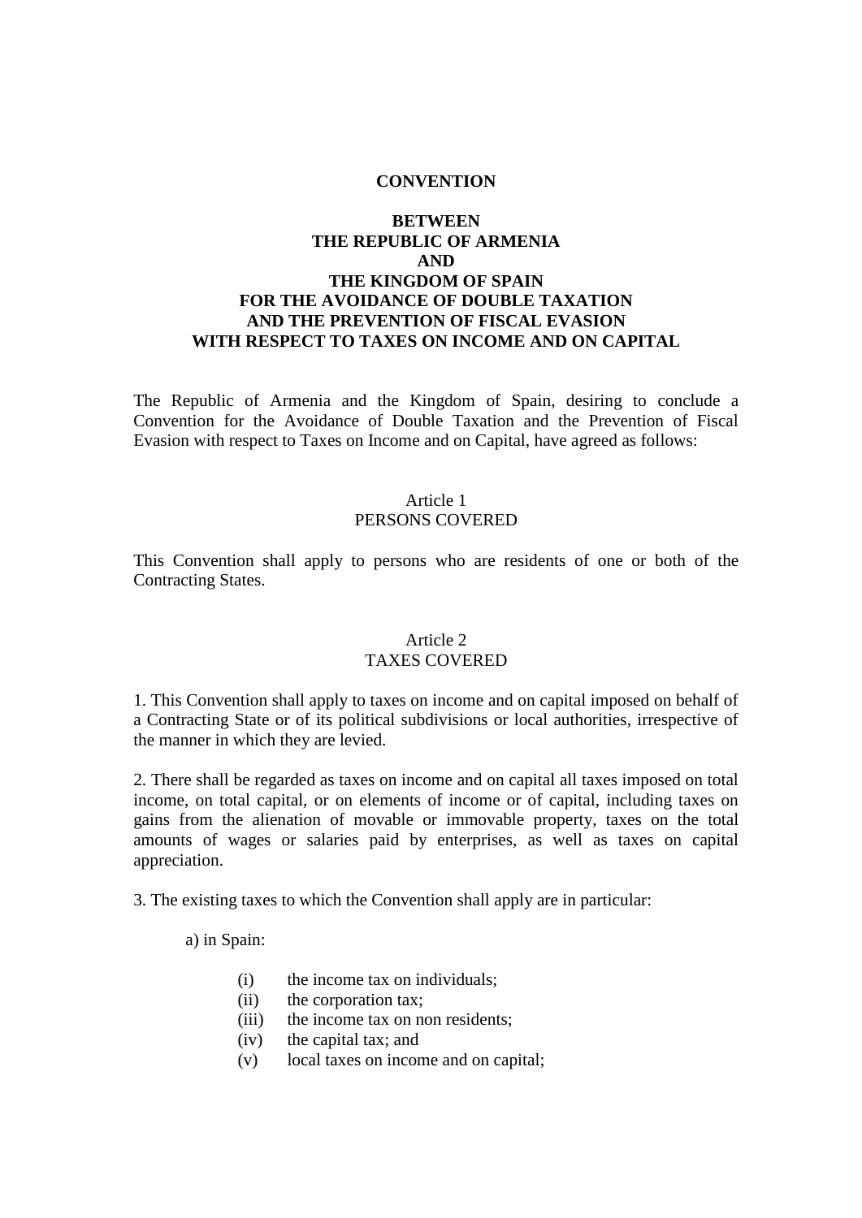# CONVENTION

## BETWEEN THE REPUBLIC OF ARMENIA AND THE KINGDOM OF SPAIN FOR THE AVOIDANCE OF DOUBLE TAXATION AND THE PREVENTION OF FISCAL EVASION WITH RESPECT TO TAXES ON INCOME AND ON CAPITAL

The Republic of Armenia and the Kingdom of Spain, desiring to conclude a Convention for the Avoidance of Double Taxation and the Prevention of Fiscal Evasion with respect to Taxes on Income and on Capital, have agreed as follows:

### Article 1
### PERSONS COVERED

This Convention shall apply to persons who are residents of one or both of the Contracting States.

### Article 2
### TAXES COVERED

1. This Convention shall apply to taxes on income and on capital imposed on behalf of a Contracting State or of its political subdivisions or local authorities, irrespective of the manner in which they are levied.

2. There shall be regarded as taxes on income and on capital all taxes imposed on total income, on total capital, or on elements of income or of capital, including taxes on gains from the alienation of movable or immovable property, taxes on the total amounts of wages or salaries paid by enterprises, as well as taxes on capital appreciation.

3. The existing taxes to which the Convention shall apply are in particular:

a) in Spain:

- (i) the income tax on individuals;
- (ii) the corporation tax;
- (iii) the income tax on non residents;
- (iv) the capital tax; and
- (v) local taxes on income and on capital;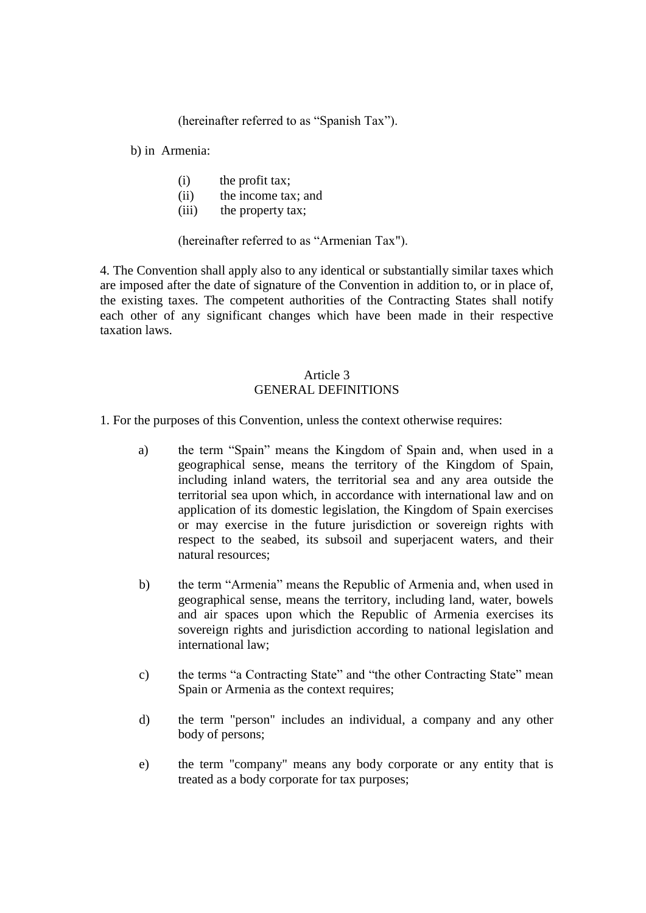(hereinafter referred to as "Spanish Tax").

b) in Armenia:

(i) the profit tax;
(ii) the income tax; and
(iii) the property tax;

(hereinafter referred to as "Armenian Tax").

4. The Convention shall apply also to any identical or substantially similar taxes which are imposed after the date of signature of the Convention in addition to, or in place of, the existing taxes. The competent authorities of the Contracting States shall notify each other of any significant changes which have been made in their respective taxation laws.

## Article 3
## GENERAL DEFINITIONS

1. For the purposes of this Convention, unless the context otherwise requires:

a) the term "Spain" means the Kingdom of Spain and, when used in a geographical sense, means the territory of the Kingdom of Spain, including inland waters, the territorial sea and any area outside the territorial sea upon which, in accordance with international law and on application of its domestic legislation, the Kingdom of Spain exercises or may exercise in the future jurisdiction or sovereign rights with respect to the seabed, its subsoil and superjacent waters, and their natural resources;

b) the term "Armenia" means the Republic of Armenia and, when used in geographical sense, means the territory, including land, water, bowels and air spaces upon which the Republic of Armenia exercises its sovereign rights and jurisdiction according to national legislation and international law;

c) the terms "a Contracting State" and "the other Contracting State" mean Spain or Armenia as the context requires;

d) the term "person" includes an individual, a company and any other body of persons;

e) the term "company" means any body corporate or any entity that is treated as a body corporate for tax purposes;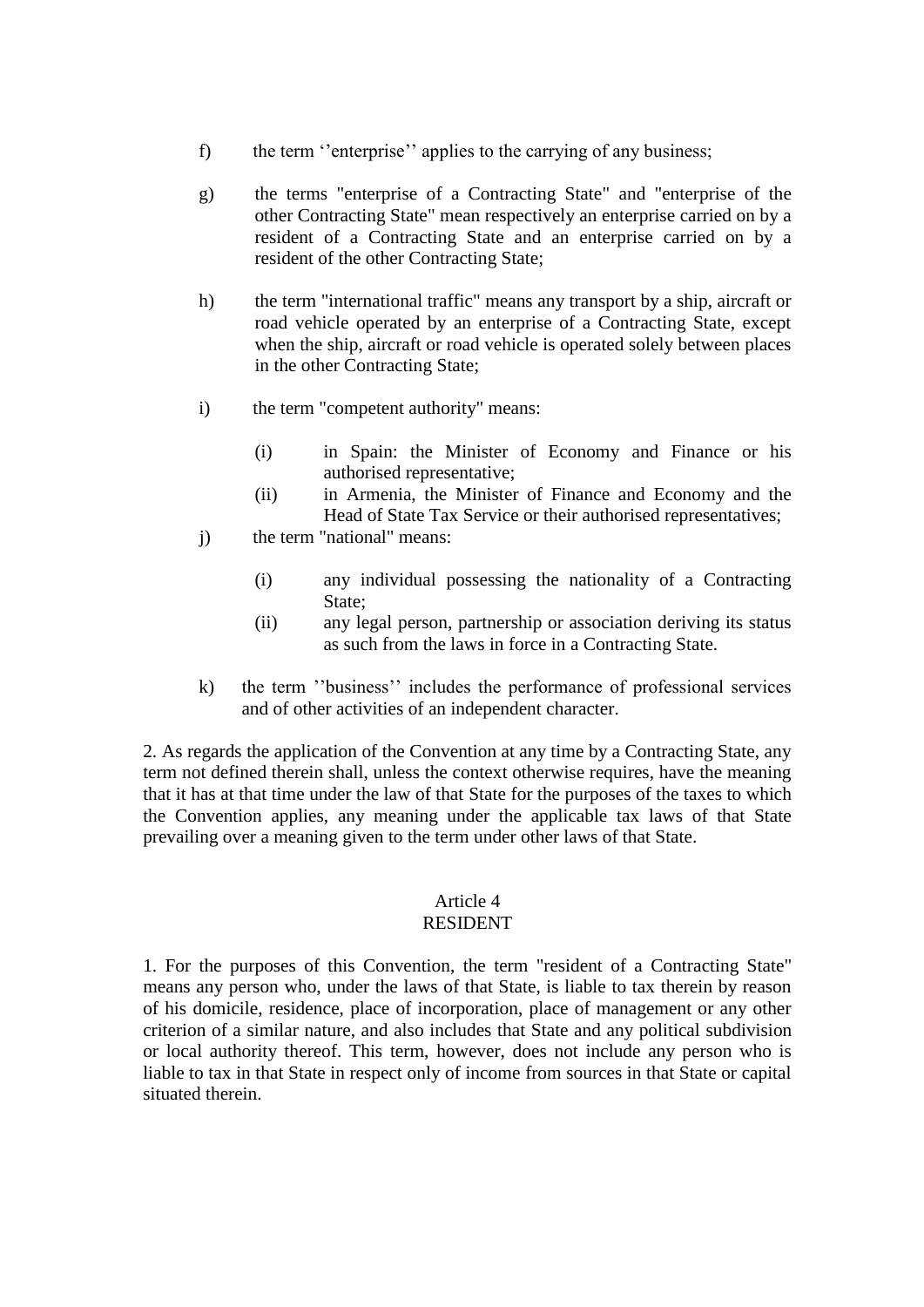f) the term ''enterprise'' applies to the carrying of any business;

g) the terms "enterprise of a Contracting State" and "enterprise of the other Contracting State" mean respectively an enterprise carried on by a resident of a Contracting State and an enterprise carried on by a resident of the other Contracting State;

h) the term "international traffic" means any transport by a ship, aircraft or road vehicle operated by an enterprise of a Contracting State, except when the ship, aircraft or road vehicle is operated solely between places in the other Contracting State;

i) the term "competent authority" means:

   (i) in Spain: the Minister of Economy and Finance or his authorised representative;

   (ii) in Armenia, the Minister of Finance and Economy and the Head of State Tax Service or their authorised representatives;

j) the term "national" means:

   (i) any individual possessing the nationality of a Contracting State;

   (ii) any legal person, partnership or association deriving its status as such from the laws in force in a Contracting State.

k) the term ''business'' includes the performance of professional services and of other activities of an independent character.

2. As regards the application of the Convention at any time by a Contracting State, any term not defined therein shall, unless the context otherwise requires, have the meaning that it has at that time under the law of that State for the purposes of the taxes to which the Convention applies, any meaning under the applicable tax laws of that State prevailing over a meaning given to the term under other laws of that State.

## Article 4
## RESIDENT

1. For the purposes of this Convention, the term "resident of a Contracting State" means any person who, under the laws of that State, is liable to tax therein by reason of his domicile, residence, place of incorporation, place of management or any other criterion of a similar nature, and also includes that State and any political subdivision or local authority thereof. This term, however, does not include any person who is liable to tax in that State in respect only of income from sources in that State or capital situated therein.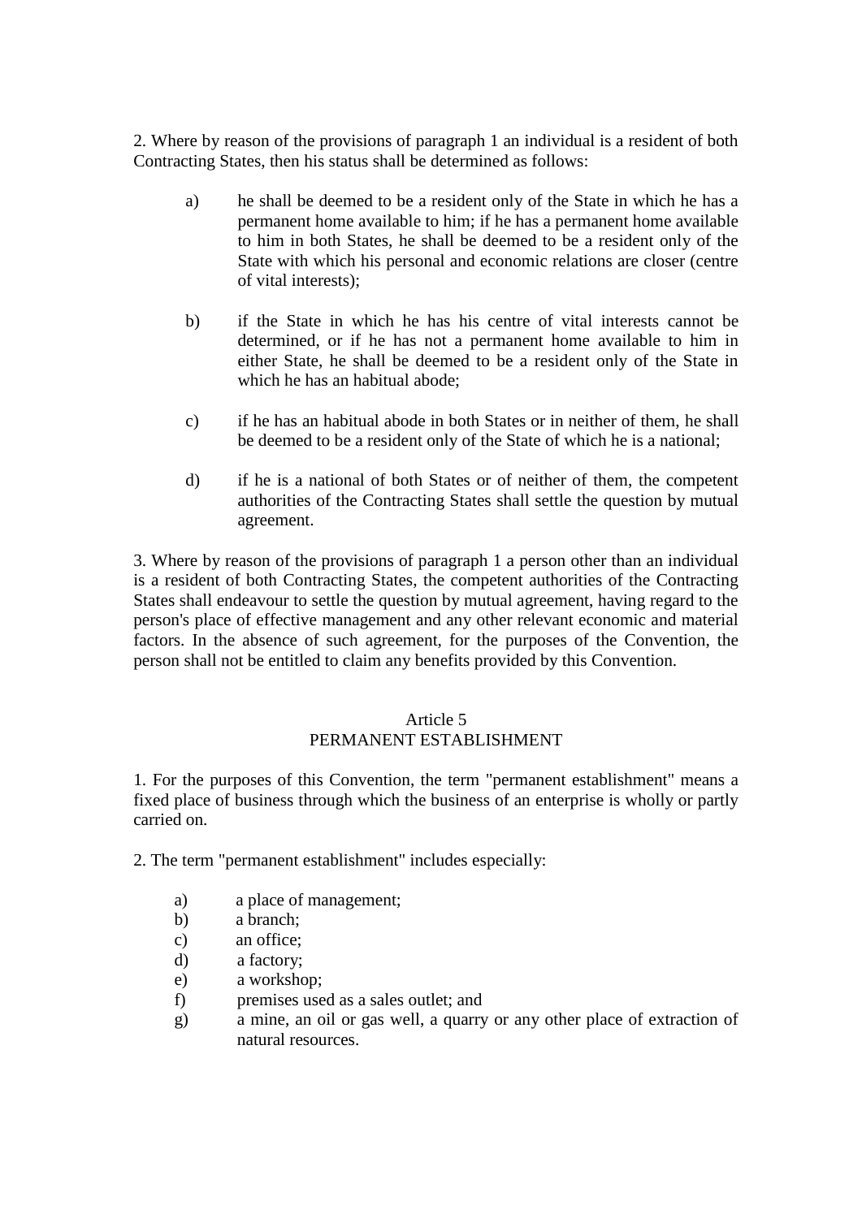2. Where by reason of the provisions of paragraph 1 an individual is a resident of both Contracting States, then his status shall be determined as follows:

a) he shall be deemed to be a resident only of the State in which he has a permanent home available to him; if he has a permanent home available to him in both States, he shall be deemed to be a resident only of the State with which his personal and economic relations are closer (centre of vital interests);

b) if the State in which he has his centre of vital interests cannot be determined, or if he has not a permanent home available to him in either State, he shall be deemed to be a resident only of the State in which he has an habitual abode;

c) if he has an habitual abode in both States or in neither of them, he shall be deemed to be a resident only of the State of which he is a national;

d) if he is a national of both States or of neither of them, the competent authorities of the Contracting States shall settle the question by mutual agreement.

3. Where by reason of the provisions of paragraph 1 a person other than an individual is a resident of both Contracting States, the competent authorities of the Contracting States shall endeavour to settle the question by mutual agreement, having regard to the person's place of effective management and any other relevant economic and material factors. In the absence of such agreement, for the purposes of the Convention, the person shall not be entitled to claim any benefits provided by this Convention.

## Article 5
## PERMANENT ESTABLISHMENT

1. For the purposes of this Convention, the term "permanent establishment" means a fixed place of business through which the business of an enterprise is wholly or partly carried on.

2. The term "permanent establishment" includes especially:

a) a place of management;
b) a branch;
c) an office;
d) a factory;
e) a workshop;
f) premises used as a sales outlet; and
g) a mine, an oil or gas well, a quarry or any other place of extraction of natural resources.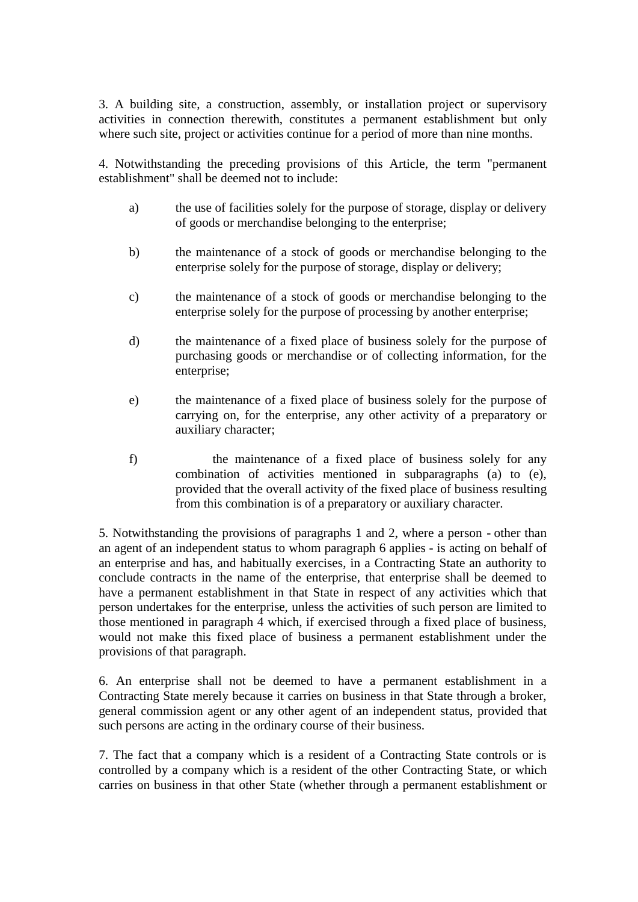3. A building site, a construction, assembly, or installation project or supervisory activities in connection therewith, constitutes a permanent establishment but only where such site, project or activities continue for a period of more than nine months.

4. Notwithstanding the preceding provisions of this Article, the term "permanent establishment" shall be deemed not to include:

a) the use of facilities solely for the purpose of storage, display or delivery of goods or merchandise belonging to the enterprise;

b) the maintenance of a stock of goods or merchandise belonging to the enterprise solely for the purpose of storage, display or delivery;

c) the maintenance of a stock of goods or merchandise belonging to the enterprise solely for the purpose of processing by another enterprise;

d) the maintenance of a fixed place of business solely for the purpose of purchasing goods or merchandise or of collecting information, for the enterprise;

e) the maintenance of a fixed place of business solely for the purpose of carrying on, for the enterprise, any other activity of a preparatory or auxiliary character;

f) the maintenance of a fixed place of business solely for any combination of activities mentioned in subparagraphs (a) to (e), provided that the overall activity of the fixed place of business resulting from this combination is of a preparatory or auxiliary character.

5. Notwithstanding the provisions of paragraphs 1 and 2, where a person - other than an agent of an independent status to whom paragraph 6 applies - is acting on behalf of an enterprise and has, and habitually exercises, in a Contracting State an authority to conclude contracts in the name of the enterprise, that enterprise shall be deemed to have a permanent establishment in that State in respect of any activities which that person undertakes for the enterprise, unless the activities of such person are limited to those mentioned in paragraph 4 which, if exercised through a fixed place of business, would not make this fixed place of business a permanent establishment under the provisions of that paragraph.

6. An enterprise shall not be deemed to have a permanent establishment in a Contracting State merely because it carries on business in that State through a broker, general commission agent or any other agent of an independent status, provided that such persons are acting in the ordinary course of their business.

7. The fact that a company which is a resident of a Contracting State controls or is controlled by a company which is a resident of the other Contracting State, or which carries on business in that other State (whether through a permanent establishment or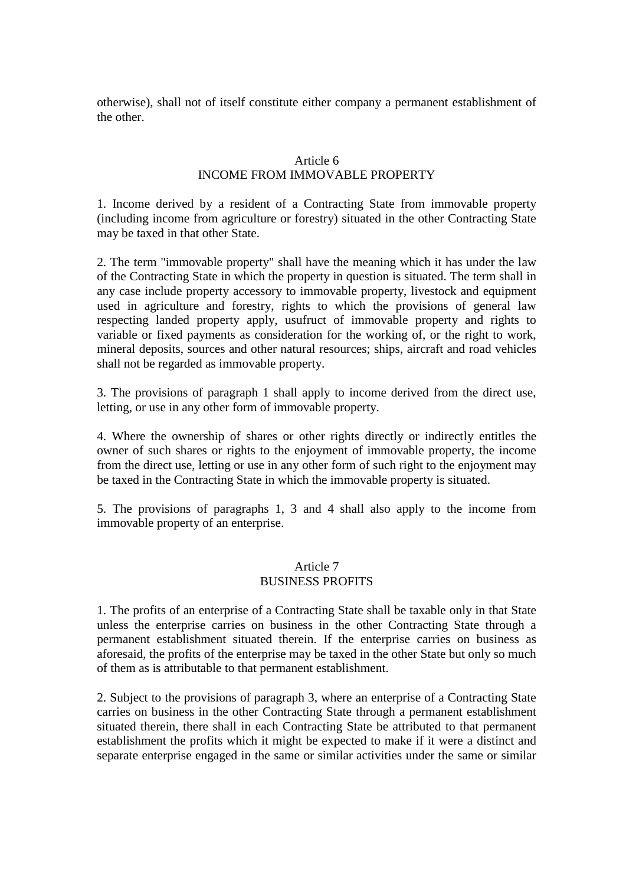otherwise), shall not of itself constitute either company a permanent establishment of the other.

## Article 6
## INCOME FROM IMMOVABLE PROPERTY

1. Income derived by a resident of a Contracting State from immovable property (including income from agriculture or forestry) situated in the other Contracting State may be taxed in that other State.

2. The term "immovable property" shall have the meaning which it has under the law of the Contracting State in which the property in question is situated. The term shall in any case include property accessory to immovable property, livestock and equipment used in agriculture and forestry, rights to which the provisions of general law respecting landed property apply, usufruct of immovable property and rights to variable or fixed payments as consideration for the working of, or the right to work, mineral deposits, sources and other natural resources; ships, aircraft and road vehicles shall not be regarded as immovable property.

3. The provisions of paragraph 1 shall apply to income derived from the direct use, letting, or use in any other form of immovable property.

4. Where the ownership of shares or other rights directly or indirectly entitles the owner of such shares or rights to the enjoyment of immovable property, the income from the direct use, letting or use in any other form of such right to the enjoyment may be taxed in the Contracting State in which the immovable property is situated.

5. The provisions of paragraphs 1, 3 and 4 shall also apply to the income from immovable property of an enterprise.

## Article 7
## BUSINESS PROFITS

1. The profits of an enterprise of a Contracting State shall be taxable only in that State unless the enterprise carries on business in the other Contracting State through a permanent establishment situated therein. If the enterprise carries on business as aforesaid, the profits of the enterprise may be taxed in the other State but only so much of them as is attributable to that permanent establishment.

2. Subject to the provisions of paragraph 3, where an enterprise of a Contracting State carries on business in the other Contracting State through a permanent establishment situated therein, there shall in each Contracting State be attributed to that permanent establishment the profits which it might be expected to make if it were a distinct and separate enterprise engaged in the same or similar activities under the same or similar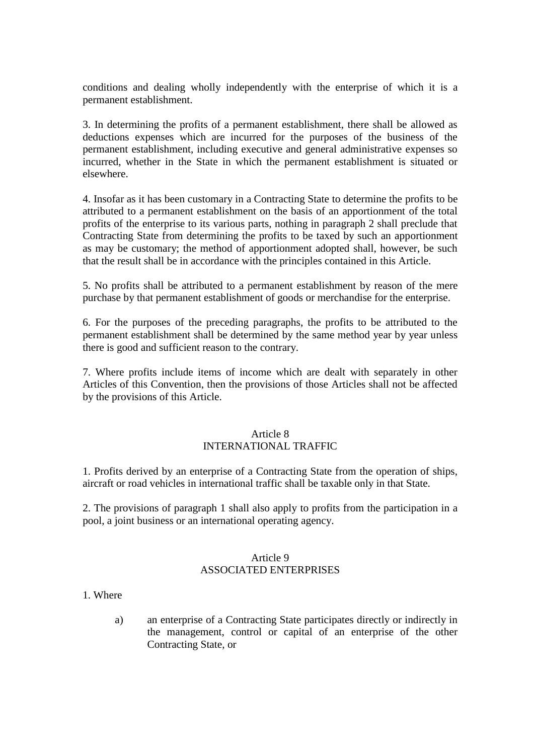conditions and dealing wholly independently with the enterprise of which it is a permanent establishment.

3. In determining the profits of a permanent establishment, there shall be allowed as deductions expenses which are incurred for the purposes of the business of the permanent establishment, including executive and general administrative expenses so incurred, whether in the State in which the permanent establishment is situated or elsewhere.

4. Insofar as it has been customary in a Contracting State to determine the profits to be attributed to a permanent establishment on the basis of an apportionment of the total profits of the enterprise to its various parts, nothing in paragraph 2 shall preclude that Contracting State from determining the profits to be taxed by such an apportionment as may be customary; the method of apportionment adopted shall, however, be such that the result shall be in accordance with the principles contained in this Article.

5. No profits shall be attributed to a permanent establishment by reason of the mere purchase by that permanent establishment of goods or merchandise for the enterprise.

6. For the purposes of the preceding paragraphs, the profits to be attributed to the permanent establishment shall be determined by the same method year by year unless there is good and sufficient reason to the contrary.

7. Where profits include items of income which are dealt with separately in other Articles of this Convention, then the provisions of those Articles shall not be affected by the provisions of this Article.

## Article 8
## INTERNATIONAL TRAFFIC

1. Profits derived by an enterprise of a Contracting State from the operation of ships, aircraft or road vehicles in international traffic shall be taxable only in that State.

2. The provisions of paragraph 1 shall also apply to profits from the participation in a pool, a joint business or an international operating agency.

## Article 9
## ASSOCIATED ENTERPRISES

1. Where

a) an enterprise of a Contracting State participates directly or indirectly in the management, control or capital of an enterprise of the other Contracting State, or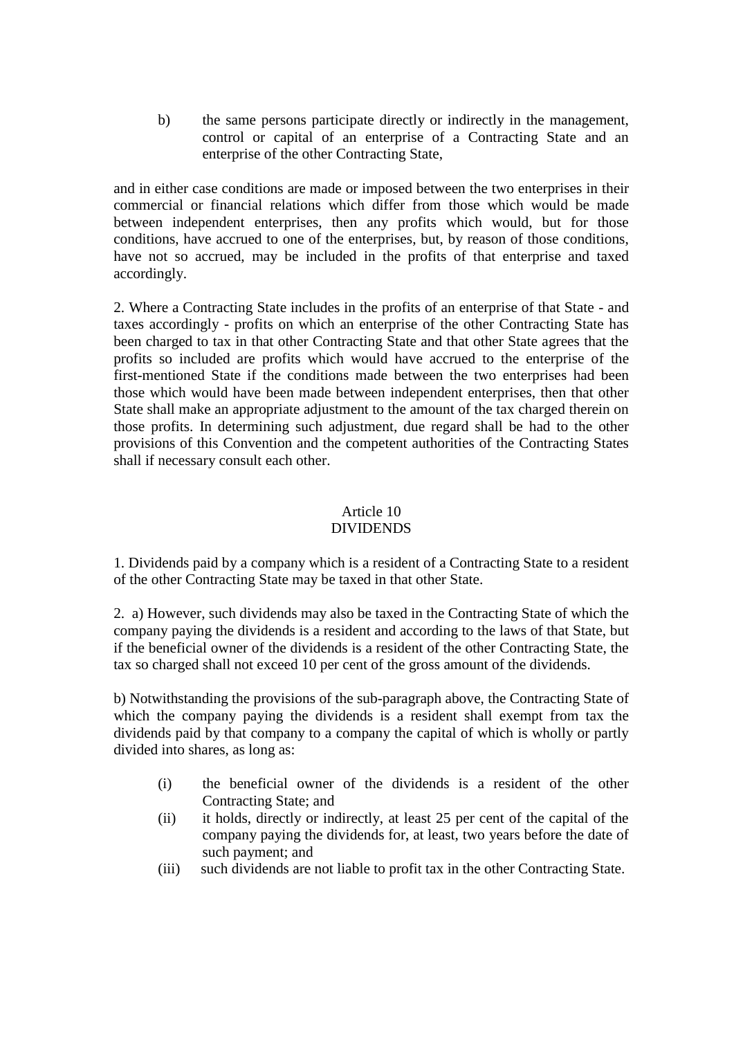b) the same persons participate directly or indirectly in the management, control or capital of an enterprise of a Contracting State and an enterprise of the other Contracting State,

and in either case conditions are made or imposed between the two enterprises in their commercial or financial relations which differ from those which would be made between independent enterprises, then any profits which would, but for those conditions, have accrued to one of the enterprises, but, by reason of those conditions, have not so accrued, may be included in the profits of that enterprise and taxed accordingly.

2. Where a Contracting State includes in the profits of an enterprise of that State - and taxes accordingly - profits on which an enterprise of the other Contracting State has been charged to tax in that other Contracting State and that other State agrees that the profits so included are profits which would have accrued to the enterprise of the first-mentioned State if the conditions made between the two enterprises had been those which would have been made between independent enterprises, then that other State shall make an appropriate adjustment to the amount of the tax charged therein on those profits. In determining such adjustment, due regard shall be had to the other provisions of this Convention and the competent authorities of the Contracting States shall if necessary consult each other.

## Article 10
## DIVIDENDS

1. Dividends paid by a company which is a resident of a Contracting State to a resident of the other Contracting State may be taxed in that other State.

2. a) However, such dividends may also be taxed in the Contracting State of which the company paying the dividends is a resident and according to the laws of that State, but if the beneficial owner of the dividends is a resident of the other Contracting State, the tax so charged shall not exceed 10 per cent of the gross amount of the dividends.

b) Notwithstanding the provisions of the sub-paragraph above, the Contracting State of which the company paying the dividends is a resident shall exempt from tax the dividends paid by that company to a company the capital of which is wholly or partly divided into shares, as long as:

(i) the beneficial owner of the dividends is a resident of the other Contracting State; and
(ii) it holds, directly or indirectly, at least 25 per cent of the capital of the company paying the dividends for, at least, two years before the date of such payment; and
(iii) such dividends are not liable to profit tax in the other Contracting State.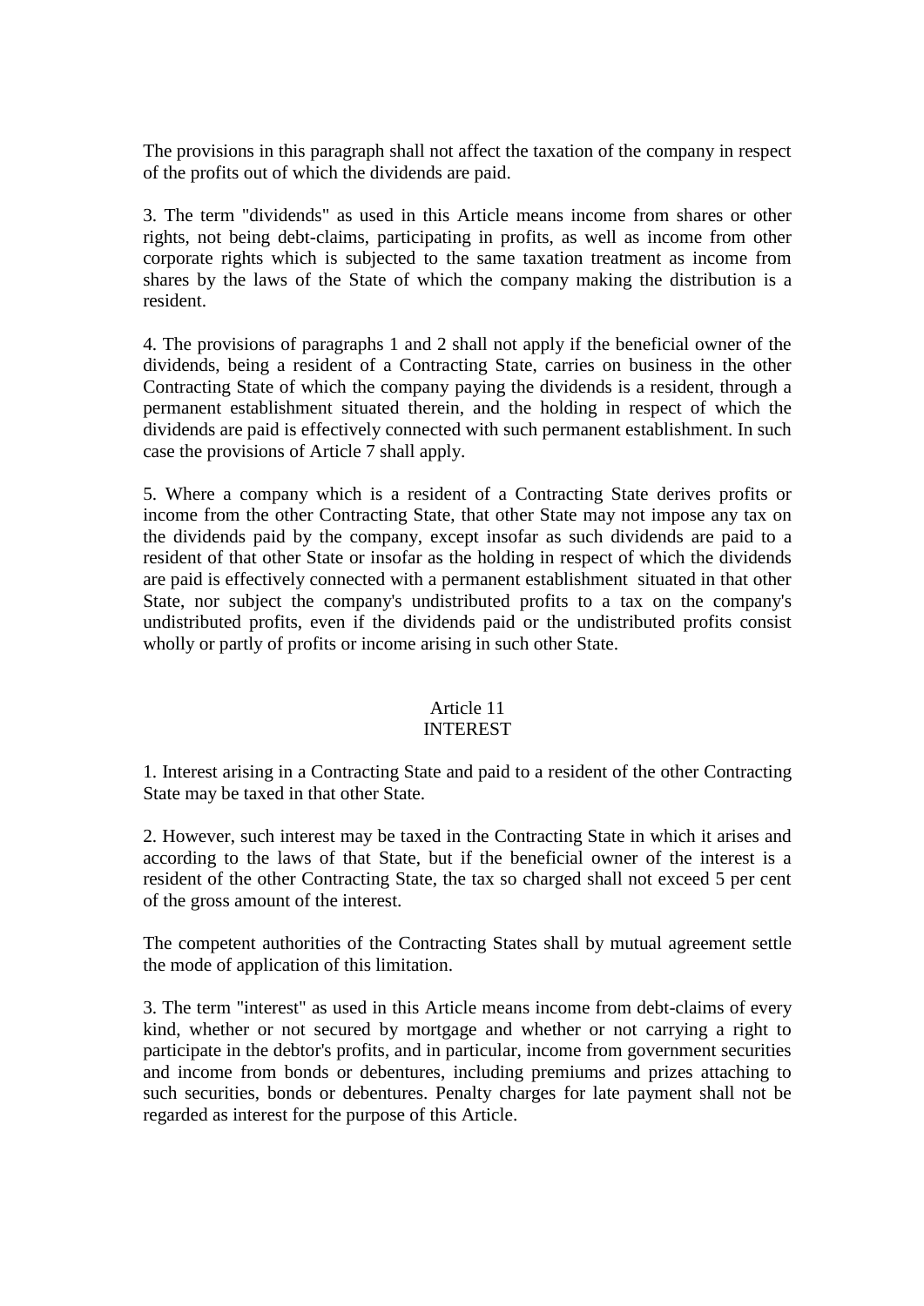The provisions in this paragraph shall not affect the taxation of the company in respect of the profits out of which the dividends are paid.

3. The term "dividends" as used in this Article means income from shares or other rights, not being debt-claims, participating in profits, as well as income from other corporate rights which is subjected to the same taxation treatment as income from shares by the laws of the State of which the company making the distribution is a resident.

4. The provisions of paragraphs 1 and 2 shall not apply if the beneficial owner of the dividends, being a resident of a Contracting State, carries on business in the other Contracting State of which the company paying the dividends is a resident, through a permanent establishment situated therein, and the holding in respect of which the dividends are paid is effectively connected with such permanent establishment. In such case the provisions of Article 7 shall apply.

5. Where a company which is a resident of a Contracting State derives profits or income from the other Contracting State, that other State may not impose any tax on the dividends paid by the company, except insofar as such dividends are paid to a resident of that other State or insofar as the holding in respect of which the dividends are paid is effectively connected with a permanent establishment situated in that other State, nor subject the company's undistributed profits to a tax on the company's undistributed profits, even if the dividends paid or the undistributed profits consist wholly or partly of profits or income arising in such other State.

## Article 11
## INTEREST

1. Interest arising in a Contracting State and paid to a resident of the other Contracting State may be taxed in that other State.

2. However, such interest may be taxed in the Contracting State in which it arises and according to the laws of that State, but if the beneficial owner of the interest is a resident of the other Contracting State, the tax so charged shall not exceed 5 per cent of the gross amount of the interest.

The competent authorities of the Contracting States shall by mutual agreement settle the mode of application of this limitation.

3. The term "interest" as used in this Article means income from debt-claims of every kind, whether or not secured by mortgage and whether or not carrying a right to participate in the debtor's profits, and in particular, income from government securities and income from bonds or debentures, including premiums and prizes attaching to such securities, bonds or debentures. Penalty charges for late payment shall not be regarded as interest for the purpose of this Article.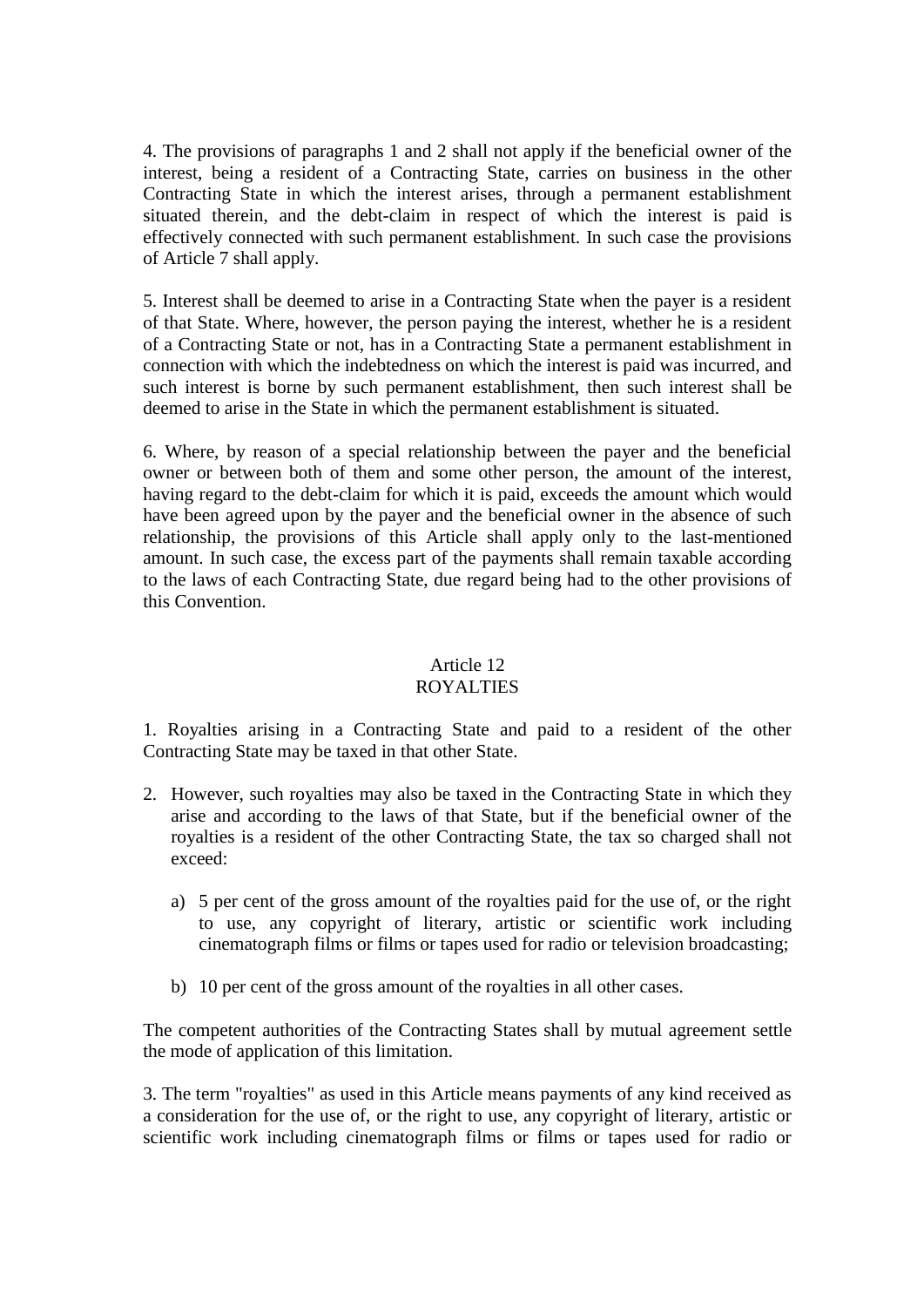4. The provisions of paragraphs 1 and 2 shall not apply if the beneficial owner of the interest, being a resident of a Contracting State, carries on business in the other Contracting State in which the interest arises, through a permanent establishment situated therein, and the debt-claim in respect of which the interest is paid is effectively connected with such permanent establishment. In such case the provisions of Article 7 shall apply.

5. Interest shall be deemed to arise in a Contracting State when the payer is a resident of that State. Where, however, the person paying the interest, whether he is a resident of a Contracting State or not, has in a Contracting State a permanent establishment in connection with which the indebtedness on which the interest is paid was incurred, and such interest is borne by such permanent establishment, then such interest shall be deemed to arise in the State in which the permanent establishment is situated.

6. Where, by reason of a special relationship between the payer and the beneficial owner or between both of them and some other person, the amount of the interest, having regard to the debt-claim for which it is paid, exceeds the amount which would have been agreed upon by the payer and the beneficial owner in the absence of such relationship, the provisions of this Article shall apply only to the last-mentioned amount. In such case, the excess part of the payments shall remain taxable according to the laws of each Contracting State, due regard being had to the other provisions of this Convention.

## Article 12
## ROYALTIES

1. Royalties arising in a Contracting State and paid to a resident of the other Contracting State may be taxed in that other State.

2. However, such royalties may also be taxed in the Contracting State in which they arise and according to the laws of that State, but if the beneficial owner of the royalties is a resident of the other Contracting State, the tax so charged shall not exceed:

   a) 5 per cent of the gross amount of the royalties paid for the use of, or the right to use, any copyright of literary, artistic or scientific work including cinematograph films or films or tapes used for radio or television broadcasting;

   b) 10 per cent of the gross amount of the royalties in all other cases.

The competent authorities of the Contracting States shall by mutual agreement settle the mode of application of this limitation.

3. The term "royalties" as used in this Article means payments of any kind received as a consideration for the use of, or the right to use, any copyright of literary, artistic or scientific work including cinematograph films or films or tapes used for radio or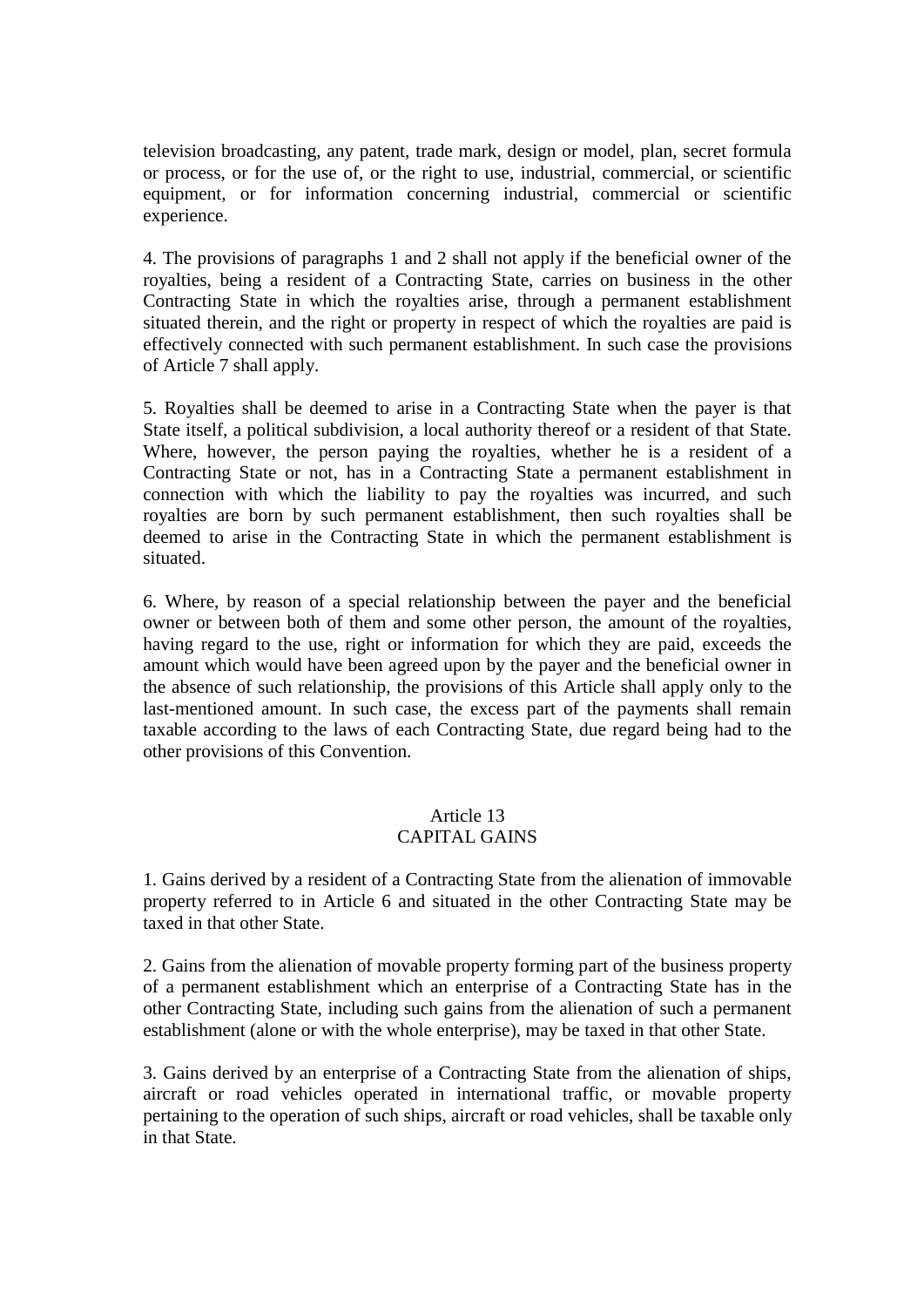television broadcasting, any patent, trade mark, design or model, plan, secret formula or process, or for the use of, or the right to use, industrial, commercial, or scientific equipment, or for information concerning industrial, commercial or scientific experience.

4. The provisions of paragraphs 1 and 2 shall not apply if the beneficial owner of the royalties, being a resident of a Contracting State, carries on business in the other Contracting State in which the royalties arise, through a permanent establishment situated therein, and the right or property in respect of which the royalties are paid is effectively connected with such permanent establishment. In such case the provisions of Article 7 shall apply.

5. Royalties shall be deemed to arise in a Contracting State when the payer is that State itself, a political subdivision, a local authority thereof or a resident of that State. Where, however, the person paying the royalties, whether he is a resident of a Contracting State or not, has in a Contracting State a permanent establishment in connection with which the liability to pay the royalties was incurred, and such royalties are born by such permanent establishment, then such royalties shall be deemed to arise in the Contracting State in which the permanent establishment is situated.

6. Where, by reason of a special relationship between the payer and the beneficial owner or between both of them and some other person, the amount of the royalties, having regard to the use, right or information for which they are paid, exceeds the amount which would have been agreed upon by the payer and the beneficial owner in the absence of such relationship, the provisions of this Article shall apply only to the last-mentioned amount. In such case, the excess part of the payments shall remain taxable according to the laws of each Contracting State, due regard being had to the other provisions of this Convention.

## Article 13
## CAPITAL GAINS

1. Gains derived by a resident of a Contracting State from the alienation of immovable property referred to in Article 6 and situated in the other Contracting State may be taxed in that other State.

2. Gains from the alienation of movable property forming part of the business property of a permanent establishment which an enterprise of a Contracting State has in the other Contracting State, including such gains from the alienation of such a permanent establishment (alone or with the whole enterprise), may be taxed in that other State.

3. Gains derived by an enterprise of a Contracting State from the alienation of ships, aircraft or road vehicles operated in international traffic, or movable property pertaining to the operation of such ships, aircraft or road vehicles, shall be taxable only in that State.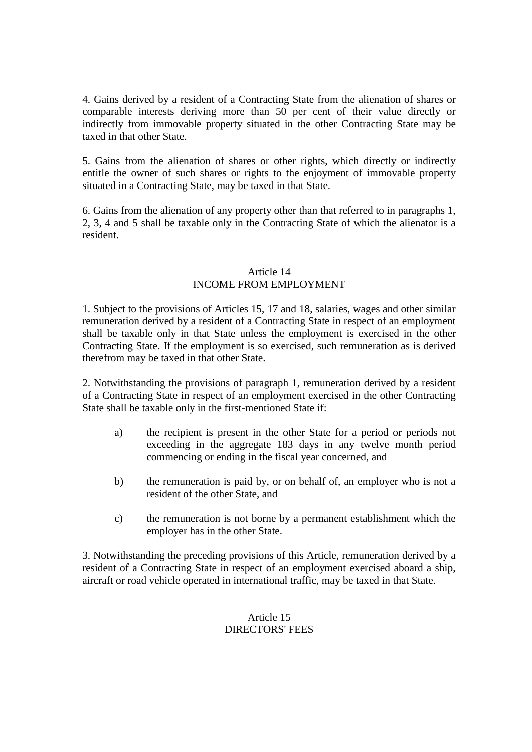4. Gains derived by a resident of a Contracting State from the alienation of shares or comparable interests deriving more than 50 per cent of their value directly or indirectly from immovable property situated in the other Contracting State may be taxed in that other State.

5. Gains from the alienation of shares or other rights, which directly or indirectly entitle the owner of such shares or rights to the enjoyment of immovable property situated in a Contracting State, may be taxed in that State.

6. Gains from the alienation of any property other than that referred to in paragraphs 1, 2, 3, 4 and 5 shall be taxable only in the Contracting State of which the alienator is a resident.

## Article 14
## INCOME FROM EMPLOYMENT

1. Subject to the provisions of Articles 15, 17 and 18, salaries, wages and other similar remuneration derived by a resident of a Contracting State in respect of an employment shall be taxable only in that State unless the employment is exercised in the other Contracting State. If the employment is so exercised, such remuneration as is derived therefrom may be taxed in that other State.

2. Notwithstanding the provisions of paragraph 1, remuneration derived by a resident of a Contracting State in respect of an employment exercised in the other Contracting State shall be taxable only in the first-mentioned State if:

a) the recipient is present in the other State for a period or periods not exceeding in the aggregate 183 days in any twelve month period commencing or ending in the fiscal year concerned, and

b) the remuneration is paid by, or on behalf of, an employer who is not a resident of the other State, and

c) the remuneration is not borne by a permanent establishment which the employer has in the other State.

3. Notwithstanding the preceding provisions of this Article, remuneration derived by a resident of a Contracting State in respect of an employment exercised aboard a ship, aircraft or road vehicle operated in international traffic, may be taxed in that State.

## Article 15
## DIRECTORS' FEES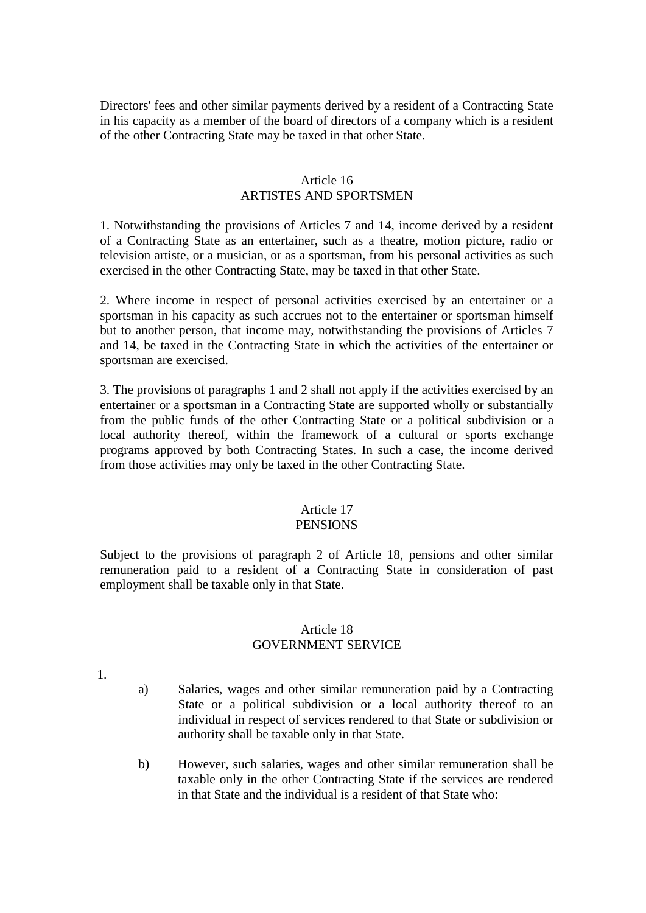Directors' fees and other similar payments derived by a resident of a Contracting State in his capacity as a member of the board of directors of a company which is a resident of the other Contracting State may be taxed in that other State.

## Article 16
## ARTISTES AND SPORTSMEN

1. Notwithstanding the provisions of Articles 7 and 14, income derived by a resident of a Contracting State as an entertainer, such as a theatre, motion picture, radio or television artiste, or a musician, or as a sportsman, from his personal activities as such exercised in the other Contracting State, may be taxed in that other State.

2. Where income in respect of personal activities exercised by an entertainer or a sportsman in his capacity as such accrues not to the entertainer or sportsman himself but to another person, that income may, notwithstanding the provisions of Articles 7 and 14, be taxed in the Contracting State in which the activities of the entertainer or sportsman are exercised.

3. The provisions of paragraphs 1 and 2 shall not apply if the activities exercised by an entertainer or a sportsman in a Contracting State are supported wholly or substantially from the public funds of the other Contracting State or a political subdivision or a local authority thereof, within the framework of a cultural or sports exchange programs approved by both Contracting States. In such a case, the income derived from those activities may only be taxed in the other Contracting State.

## Article 17
## PENSIONS

Subject to the provisions of paragraph 2 of Article 18, pensions and other similar remuneration paid to a resident of a Contracting State in consideration of past employment shall be taxable only in that State.

## Article 18
## GOVERNMENT SERVICE

1.

a) Salaries, wages and other similar remuneration paid by a Contracting State or a political subdivision or a local authority thereof to an individual in respect of services rendered to that State or subdivision or authority shall be taxable only in that State.

b) However, such salaries, wages and other similar remuneration shall be taxable only in the other Contracting State if the services are rendered in that State and the individual is a resident of that State who: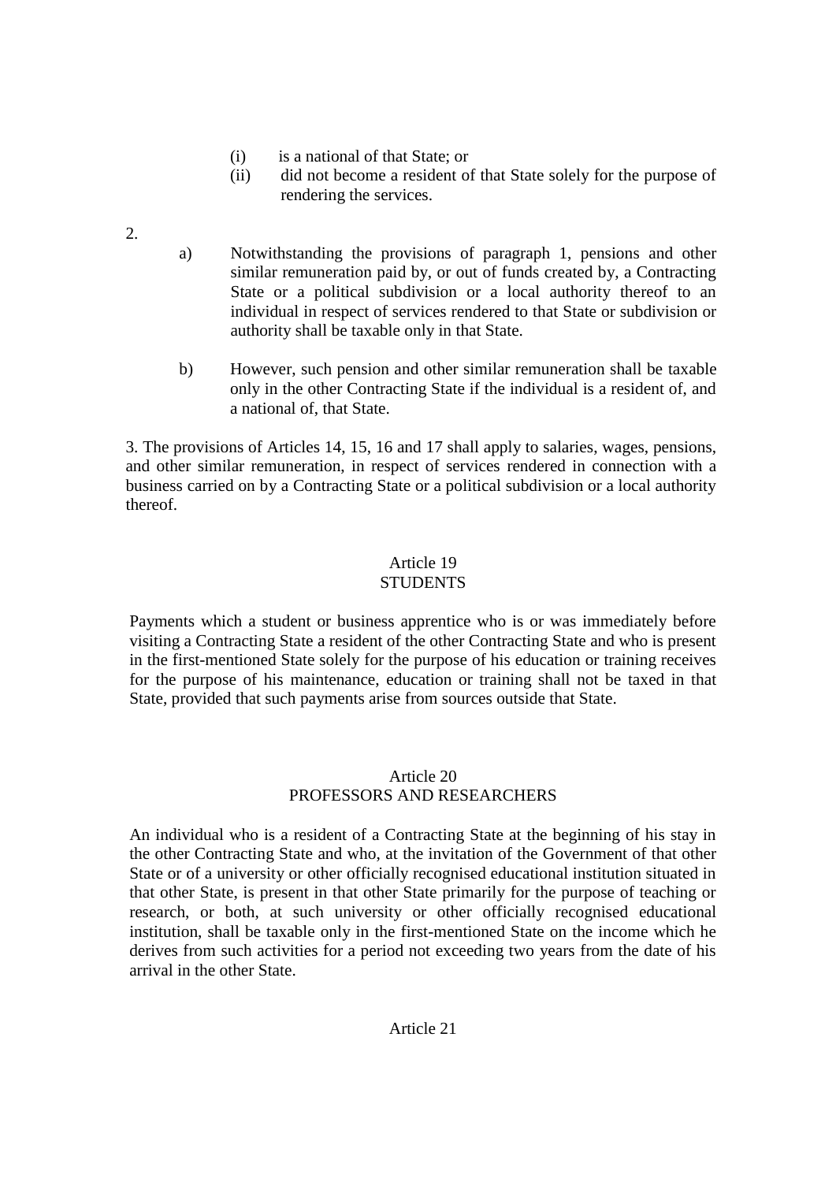(i) is a national of that State; or
(ii) did not become a resident of that State solely for the purpose of rendering the services.

2.

a) Notwithstanding the provisions of paragraph 1, pensions and other similar remuneration paid by, or out of funds created by, a Contracting State or a political subdivision or a local authority thereof to an individual in respect of services rendered to that State or subdivision or authority shall be taxable only in that State.

b) However, such pension and other similar remuneration shall be taxable only in the other Contracting State if the individual is a resident of, and a national of, that State.

3. The provisions of Articles 14, 15, 16 and 17 shall apply to salaries, wages, pensions, and other similar remuneration, in respect of services rendered in connection with a business carried on by a Contracting State or a political subdivision or a local authority thereof.

## Article 19
## STUDENTS

Payments which a student or business apprentice who is or was immediately before visiting a Contracting State a resident of the other Contracting State and who is present in the first-mentioned State solely for the purpose of his education or training receives for the purpose of his maintenance, education or training shall not be taxed in that State, provided that such payments arise from sources outside that State.

## Article 20
## PROFESSORS AND RESEARCHERS

An individual who is a resident of a Contracting State at the beginning of his stay in the other Contracting State and who, at the invitation of the Government of that other State or of a university or other officially recognised educational institution situated in that other State, is present in that other State primarily for the purpose of teaching or research, or both, at such university or other officially recognised educational institution, shall be taxable only in the first-mentioned State on the income which he derives from such activities for a period not exceeding two years from the date of his arrival in the other State.

## Article 21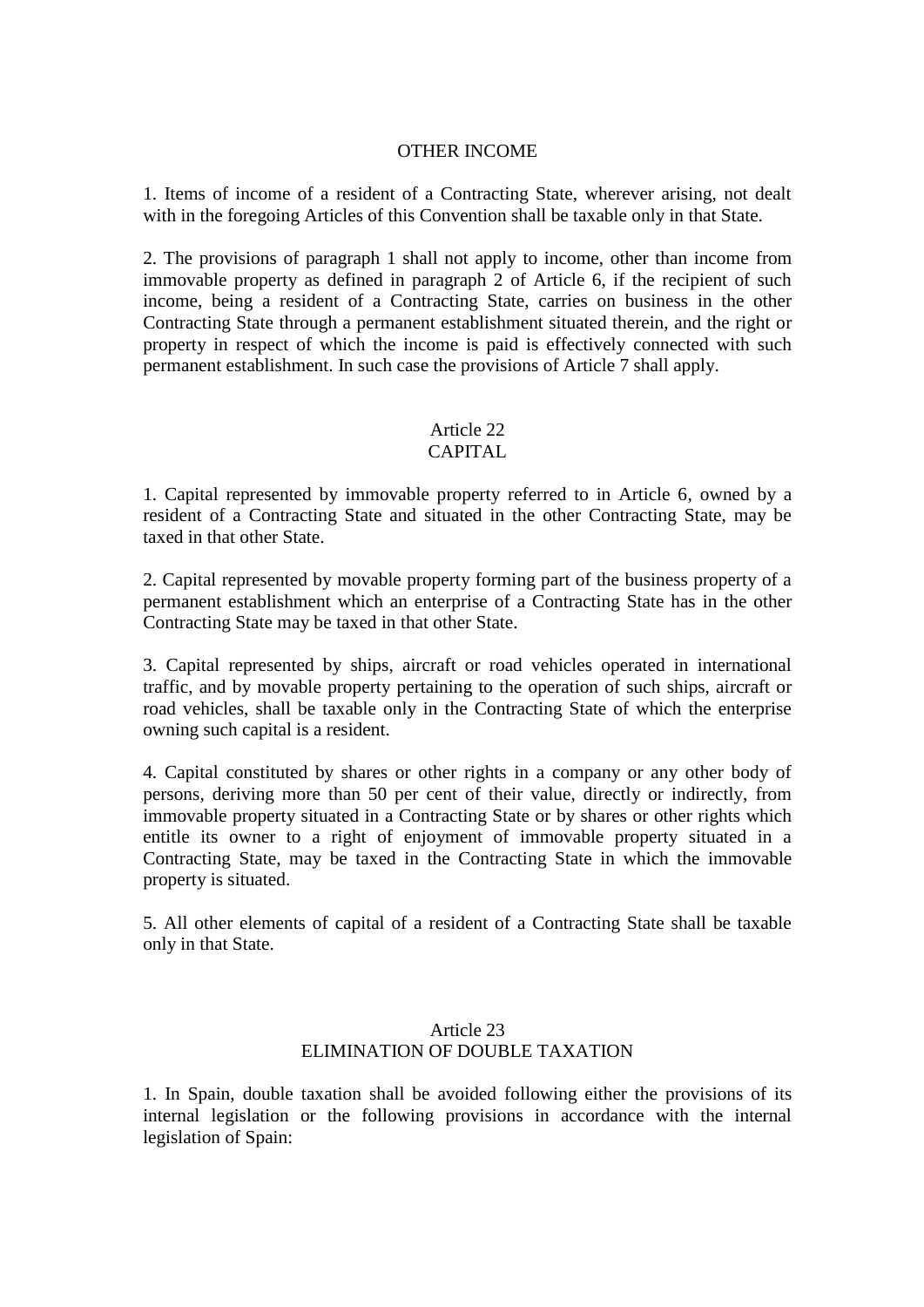## OTHER INCOME

1. Items of income of a resident of a Contracting State, wherever arising, not dealt with in the foregoing Articles of this Convention shall be taxable only in that State.

2. The provisions of paragraph 1 shall not apply to income, other than income from immovable property as defined in paragraph 2 of Article 6, if the recipient of such income, being a resident of a Contracting State, carries on business in the other Contracting State through a permanent establishment situated therein, and the right or property in respect of which the income is paid is effectively connected with such permanent establishment. In such case the provisions of Article 7 shall apply.

## Article 22
## CAPITAL

1. Capital represented by immovable property referred to in Article 6, owned by a resident of a Contracting State and situated in the other Contracting State, may be taxed in that other State.

2. Capital represented by movable property forming part of the business property of a permanent establishment which an enterprise of a Contracting State has in the other Contracting State may be taxed in that other State.

3. Capital represented by ships, aircraft or road vehicles operated in international traffic, and by movable property pertaining to the operation of such ships, aircraft or road vehicles, shall be taxable only in the Contracting State of which the enterprise owning such capital is a resident.

4. Capital constituted by shares or other rights in a company or any other body of persons, deriving more than 50 per cent of their value, directly or indirectly, from immovable property situated in a Contracting State or by shares or other rights which entitle its owner to a right of enjoyment of immovable property situated in a Contracting State, may be taxed in the Contracting State in which the immovable property is situated.

5. All other elements of capital of a resident of a Contracting State shall be taxable only in that State.

## Article 23
## ELIMINATION OF DOUBLE TAXATION

1. In Spain, double taxation shall be avoided following either the provisions of its internal legislation or the following provisions in accordance with the internal legislation of Spain: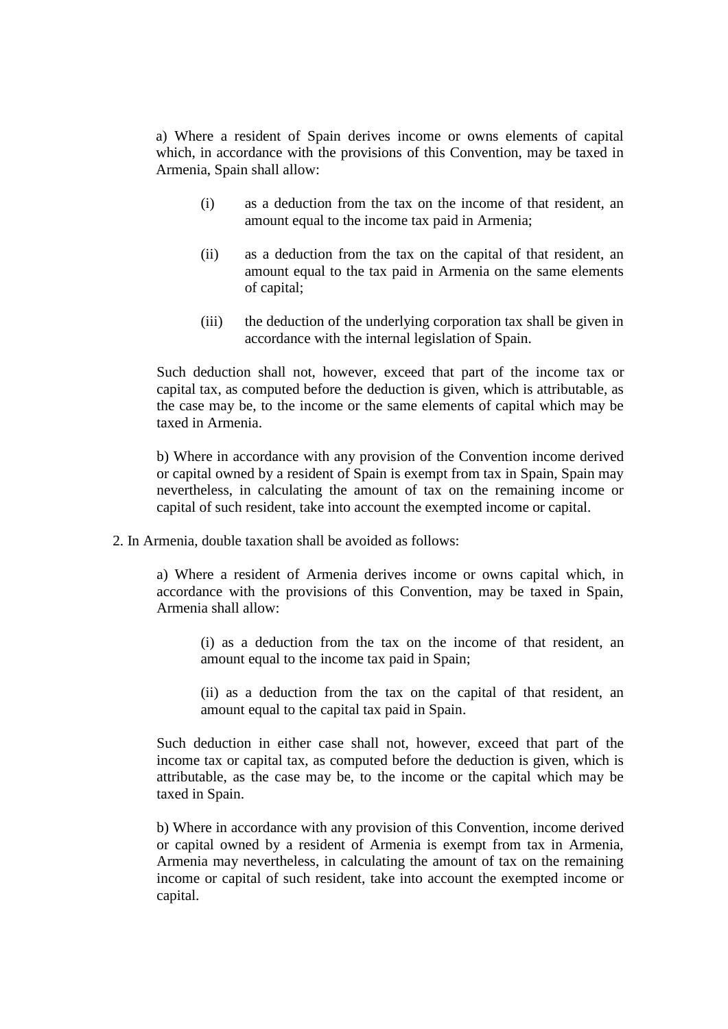a) Where a resident of Spain derives income or owns elements of capital which, in accordance with the provisions of this Convention, may be taxed in Armenia, Spain shall allow:

(i) as a deduction from the tax on the income of that resident, an amount equal to the income tax paid in Armenia;

(ii) as a deduction from the tax on the capital of that resident, an amount equal to the tax paid in Armenia on the same elements of capital;

(iii) the deduction of the underlying corporation tax shall be given in accordance with the internal legislation of Spain.

Such deduction shall not, however, exceed that part of the income tax or capital tax, as computed before the deduction is given, which is attributable, as the case may be, to the income or the same elements of capital which may be taxed in Armenia.

b) Where in accordance with any provision of the Convention income derived or capital owned by a resident of Spain is exempt from tax in Spain, Spain may nevertheless, in calculating the amount of tax on the remaining income or capital of such resident, take into account the exempted income or capital.

2. In Armenia, double taxation shall be avoided as follows:

a) Where a resident of Armenia derives income or owns capital which, in accordance with the provisions of this Convention, may be taxed in Spain, Armenia shall allow:

(i) as a deduction from the tax on the income of that resident, an amount equal to the income tax paid in Spain;

(ii) as a deduction from the tax on the capital of that resident, an amount equal to the capital tax paid in Spain.

Such deduction in either case shall not, however, exceed that part of the income tax or capital tax, as computed before the deduction is given, which is attributable, as the case may be, to the income or the capital which may be taxed in Spain.

b) Where in accordance with any provision of this Convention, income derived or capital owned by a resident of Armenia is exempt from tax in Armenia, Armenia may nevertheless, in calculating the amount of tax on the remaining income or capital of such resident, take into account the exempted income or capital.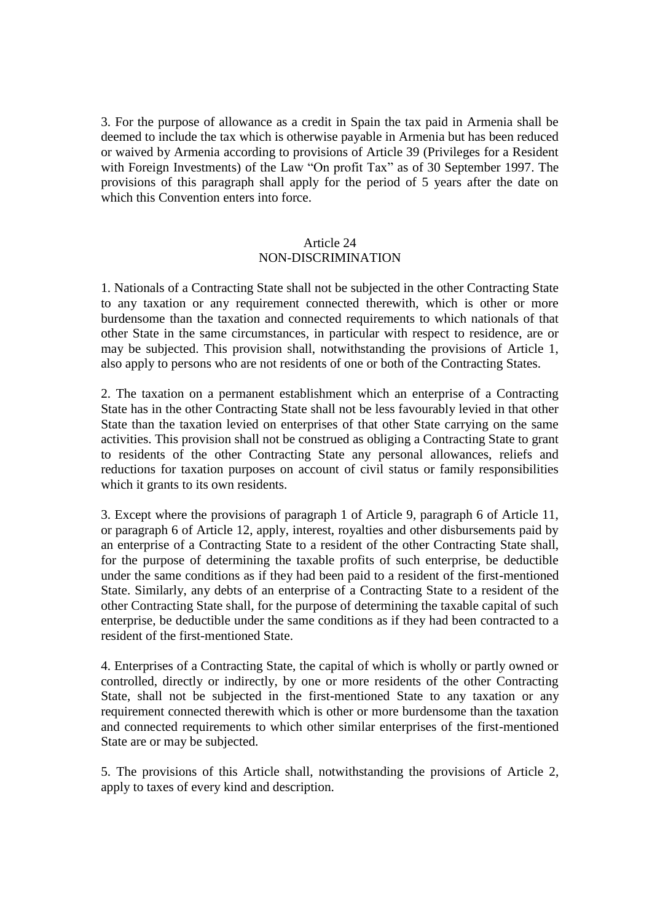3. For the purpose of allowance as a credit in Spain the tax paid in Armenia shall be deemed to include the tax which is otherwise payable in Armenia but has been reduced or waived by Armenia according to provisions of Article 39 (Privileges for a Resident with Foreign Investments) of the Law "On profit Tax" as of 30 September 1997. The provisions of this paragraph shall apply for the period of 5 years after the date on which this Convention enters into force.

## Article 24
## NON-DISCRIMINATION

1. Nationals of a Contracting State shall not be subjected in the other Contracting State to any taxation or any requirement connected therewith, which is other or more burdensome than the taxation and connected requirements to which nationals of that other State in the same circumstances, in particular with respect to residence, are or may be subjected. This provision shall, notwithstanding the provisions of Article 1, also apply to persons who are not residents of one or both of the Contracting States.

2. The taxation on a permanent establishment which an enterprise of a Contracting State has in the other Contracting State shall not be less favourably levied in that other State than the taxation levied on enterprises of that other State carrying on the same activities. This provision shall not be construed as obliging a Contracting State to grant to residents of the other Contracting State any personal allowances, reliefs and reductions for taxation purposes on account of civil status or family responsibilities which it grants to its own residents.

3. Except where the provisions of paragraph 1 of Article 9, paragraph 6 of Article 11, or paragraph 6 of Article 12, apply, interest, royalties and other disbursements paid by an enterprise of a Contracting State to a resident of the other Contracting State shall, for the purpose of determining the taxable profits of such enterprise, be deductible under the same conditions as if they had been paid to a resident of the first-mentioned State. Similarly, any debts of an enterprise of a Contracting State to a resident of the other Contracting State shall, for the purpose of determining the taxable capital of such enterprise, be deductible under the same conditions as if they had been contracted to a resident of the first-mentioned State.

4. Enterprises of a Contracting State, the capital of which is wholly or partly owned or controlled, directly or indirectly, by one or more residents of the other Contracting State, shall not be subjected in the first-mentioned State to any taxation or any requirement connected therewith which is other or more burdensome than the taxation and connected requirements to which other similar enterprises of the first-mentioned State are or may be subjected.

5. The provisions of this Article shall, notwithstanding the provisions of Article 2, apply to taxes of every kind and description.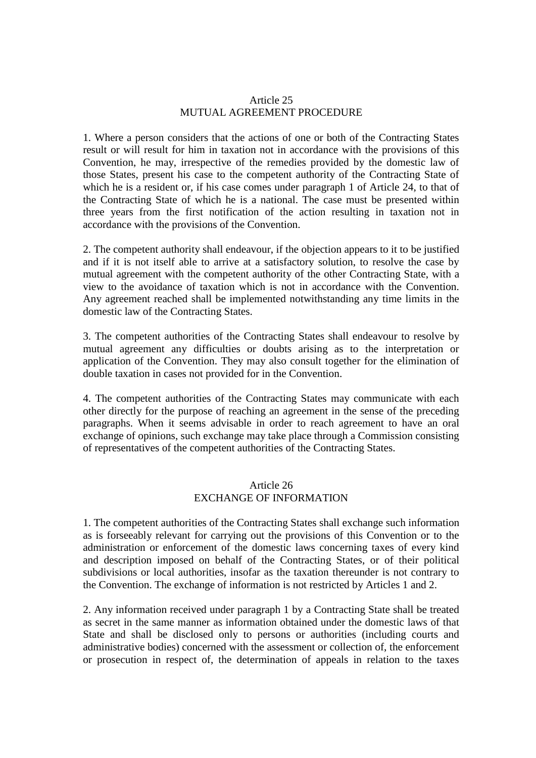## Article 25
## MUTUAL AGREEMENT PROCEDURE

1. Where a person considers that the actions of one or both of the Contracting States result or will result for him in taxation not in accordance with the provisions of this Convention, he may, irrespective of the remedies provided by the domestic law of those States, present his case to the competent authority of the Contracting State of which he is a resident or, if his case comes under paragraph 1 of Article 24, to that of the Contracting State of which he is a national. The case must be presented within three years from the first notification of the action resulting in taxation not in accordance with the provisions of the Convention.

2. The competent authority shall endeavour, if the objection appears to it to be justified and if it is not itself able to arrive at a satisfactory solution, to resolve the case by mutual agreement with the competent authority of the other Contracting State, with a view to the avoidance of taxation which is not in accordance with the Convention. Any agreement reached shall be implemented notwithstanding any time limits in the domestic law of the Contracting States.

3. The competent authorities of the Contracting States shall endeavour to resolve by mutual agreement any difficulties or doubts arising as to the interpretation or application of the Convention. They may also consult together for the elimination of double taxation in cases not provided for in the Convention.

4. The competent authorities of the Contracting States may communicate with each other directly for the purpose of reaching an agreement in the sense of the preceding paragraphs. When it seems advisable in order to reach agreement to have an oral exchange of opinions, such exchange may take place through a Commission consisting of representatives of the competent authorities of the Contracting States.

## Article 26
## EXCHANGE OF INFORMATION

1. The competent authorities of the Contracting States shall exchange such information as is forseeably relevant for carrying out the provisions of this Convention or to the administration or enforcement of the domestic laws concerning taxes of every kind and description imposed on behalf of the Contracting States, or of their political subdivisions or local authorities, insofar as the taxation thereunder is not contrary to the Convention. The exchange of information is not restricted by Articles 1 and 2.

2. Any information received under paragraph 1 by a Contracting State shall be treated as secret in the same manner as information obtained under the domestic laws of that State and shall be disclosed only to persons or authorities (including courts and administrative bodies) concerned with the assessment or collection of, the enforcement or prosecution in respect of, the determination of appeals in relation to the taxes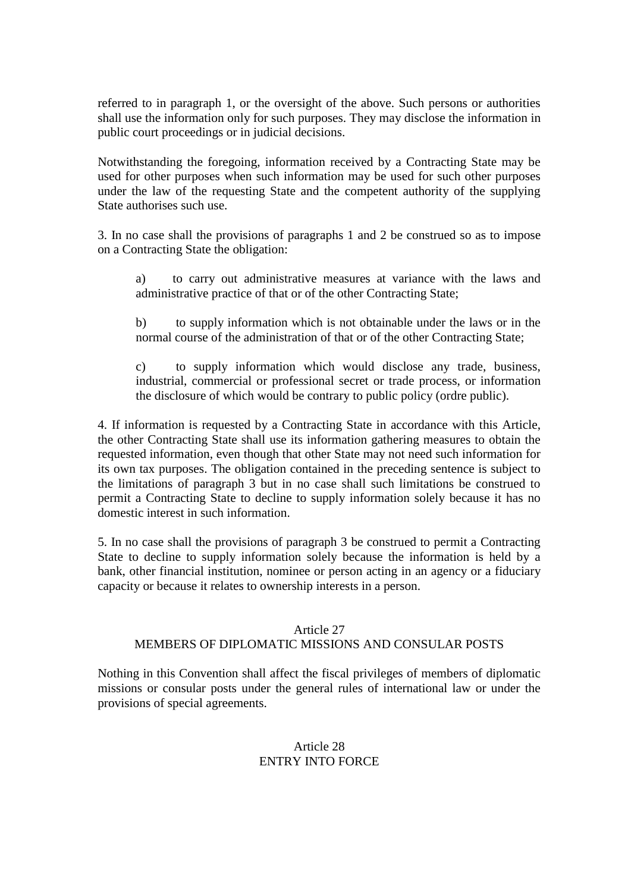referred to in paragraph 1, or the oversight of the above. Such persons or authorities shall use the information only for such purposes. They may disclose the information in public court proceedings or in judicial decisions.

Notwithstanding the foregoing, information received by a Contracting State may be used for other purposes when such information may be used for such other purposes under the law of the requesting State and the competent authority of the supplying State authorises such use.

3. In no case shall the provisions of paragraphs 1 and 2 be construed so as to impose on a Contracting State the obligation:

> a) to carry out administrative measures at variance with the laws and administrative practice of that or of the other Contracting State;
>
> b) to supply information which is not obtainable under the laws or in the normal course of the administration of that or of the other Contracting State;
>
> c) to supply information which would disclose any trade, business, industrial, commercial or professional secret or trade process, or information the disclosure of which would be contrary to public policy (ordre public).

4. If information is requested by a Contracting State in accordance with this Article, the other Contracting State shall use its information gathering measures to obtain the requested information, even though that other State may not need such information for its own tax purposes. The obligation contained in the preceding sentence is subject to the limitations of paragraph 3 but in no case shall such limitations be construed to permit a Contracting State to decline to supply information solely because it has no domestic interest in such information.

5. In no case shall the provisions of paragraph 3 be construed to permit a Contracting State to decline to supply information solely because the information is held by a bank, other financial institution, nominee or person acting in an agency or a fiduciary capacity or because it relates to ownership interests in a person.

## Article 27
## MEMBERS OF DIPLOMATIC MISSIONS AND CONSULAR POSTS

Nothing in this Convention shall affect the fiscal privileges of members of diplomatic missions or consular posts under the general rules of international law or under the provisions of special agreements.

## Article 28
## ENTRY INTO FORCE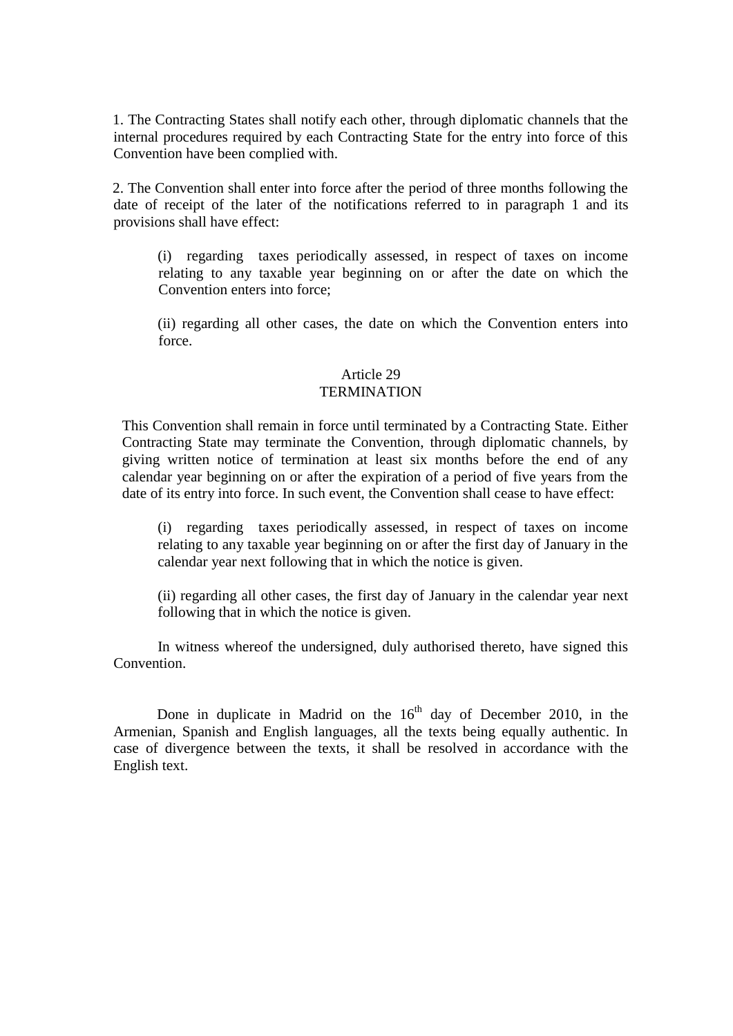1. The Contracting States shall notify each other, through diplomatic channels that the internal procedures required by each Contracting State for the entry into force of this Convention have been complied with.

2. The Convention shall enter into force after the period of three months following the date of receipt of the later of the notifications referred to in paragraph 1 and its provisions shall have effect:

(i) regarding taxes periodically assessed, in respect of taxes on income relating to any taxable year beginning on or after the date on which the Convention enters into force;

(ii) regarding all other cases, the date on which the Convention enters into force.

## Article 29
## TERMINATION

This Convention shall remain in force until terminated by a Contracting State. Either Contracting State may terminate the Convention, through diplomatic channels, by giving written notice of termination at least six months before the end of any calendar year beginning on or after the expiration of a period of five years from the date of its entry into force. In such event, the Convention shall cease to have effect:

(i) regarding taxes periodically assessed, in respect of taxes on income relating to any taxable year beginning on or after the first day of January in the calendar year next following that in which the notice is given.

(ii) regarding all other cases, the first day of January in the calendar year next following that in which the notice is given.

In witness whereof the undersigned, duly authorised thereto, have signed this Convention.

Done in duplicate in Madrid on the 16th day of December 2010, in the Armenian, Spanish and English languages, all the texts being equally authentic. In case of divergence between the texts, it shall be resolved in accordance with the English text.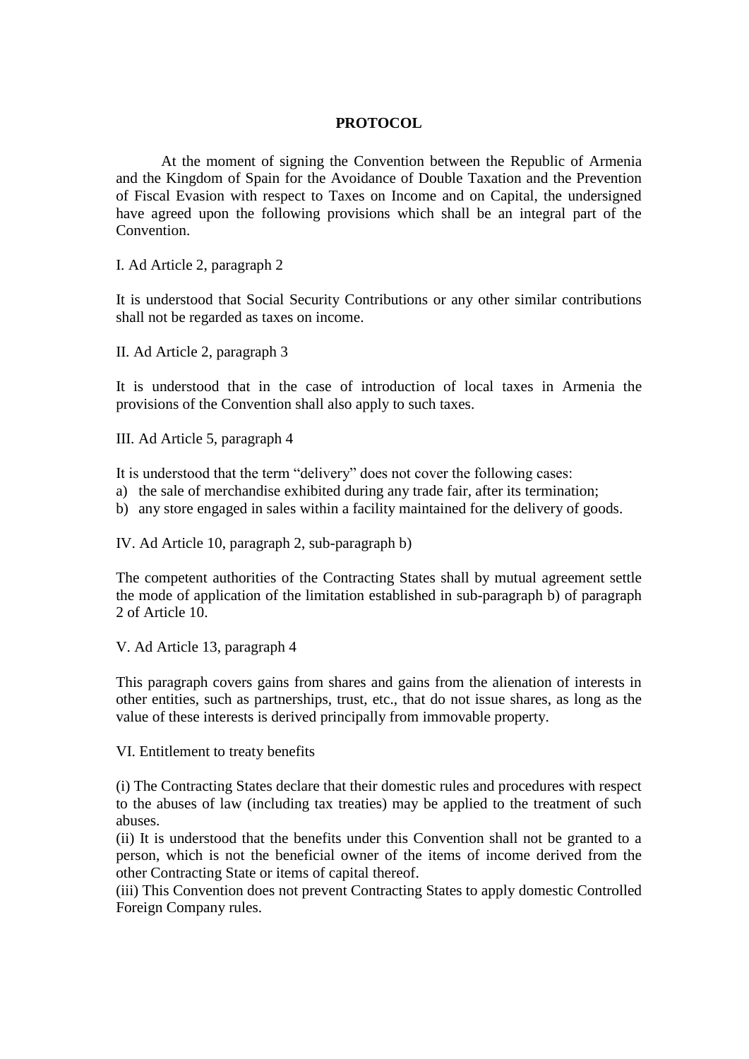# PROTOCOL

At the moment of signing the Convention between the Republic of Armenia and the Kingdom of Spain for the Avoidance of Double Taxation and the Prevention of Fiscal Evasion with respect to Taxes on Income and on Capital, the undersigned have agreed upon the following provisions which shall be an integral part of the Convention.

I. Ad Article 2, paragraph 2

It is understood that Social Security Contributions or any other similar contributions shall not be regarded as taxes on income.

II. Ad Article 2, paragraph 3

It is understood that in the case of introduction of local taxes in Armenia the provisions of the Convention shall also apply to such taxes.

III. Ad Article 5, paragraph 4

It is understood that the term "delivery" does not cover the following cases:

a) the sale of merchandise exhibited during any trade fair, after its termination;
b) any store engaged in sales within a facility maintained for the delivery of goods.

IV. Ad Article 10, paragraph 2, sub-paragraph b)

The competent authorities of the Contracting States shall by mutual agreement settle the mode of application of the limitation established in sub-paragraph b) of paragraph 2 of Article 10.

V. Ad Article 13, paragraph 4

This paragraph covers gains from shares and gains from the alienation of interests in other entities, such as partnerships, trust, etc., that do not issue shares, as long as the value of these interests is derived principally from immovable property.

VI. Entitlement to treaty benefits

(i) The Contracting States declare that their domestic rules and procedures with respect to the abuses of law (including tax treaties) may be applied to the treatment of such abuses.
(ii) It is understood that the benefits under this Convention shall not be granted to a person, which is not the beneficial owner of the items of income derived from the other Contracting State or items of capital thereof.
(iii) This Convention does not prevent Contracting States to apply domestic Controlled Foreign Company rules.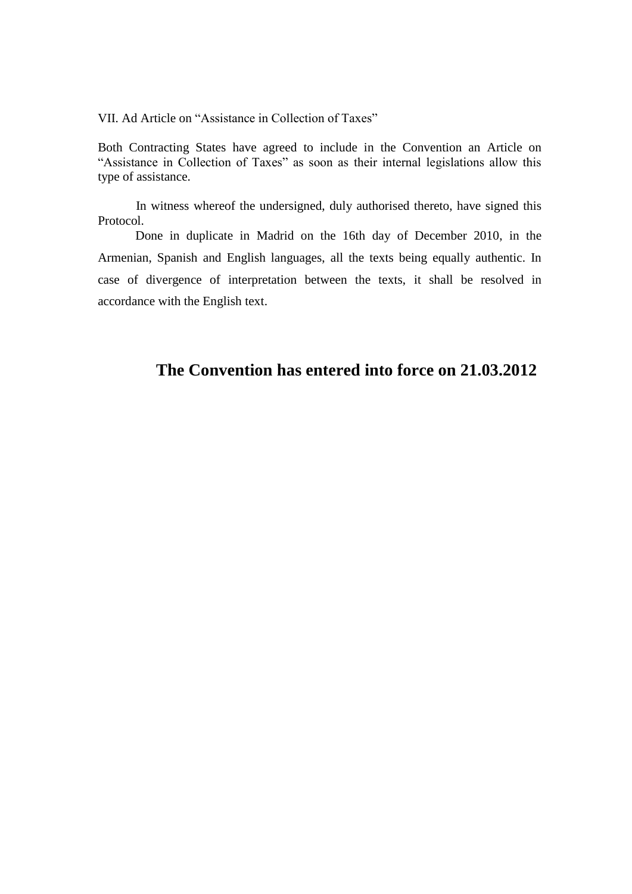VII. Ad Article on “Assistance in Collection of Taxes”

Both Contracting States have agreed to include in the Convention an Article on “Assistance in Collection of Taxes” as soon as their internal legislations allow this type of assistance.

In witness whereof the undersigned, duly authorised thereto, have signed this Protocol.

Done in duplicate in Madrid on the 16th day of December 2010, in the Armenian, Spanish and English languages, all the texts being equally authentic. In case of divergence of interpretation between the texts, it shall be resolved in accordance with the English text.

**The Convention has entered into force on 21.03.2012**